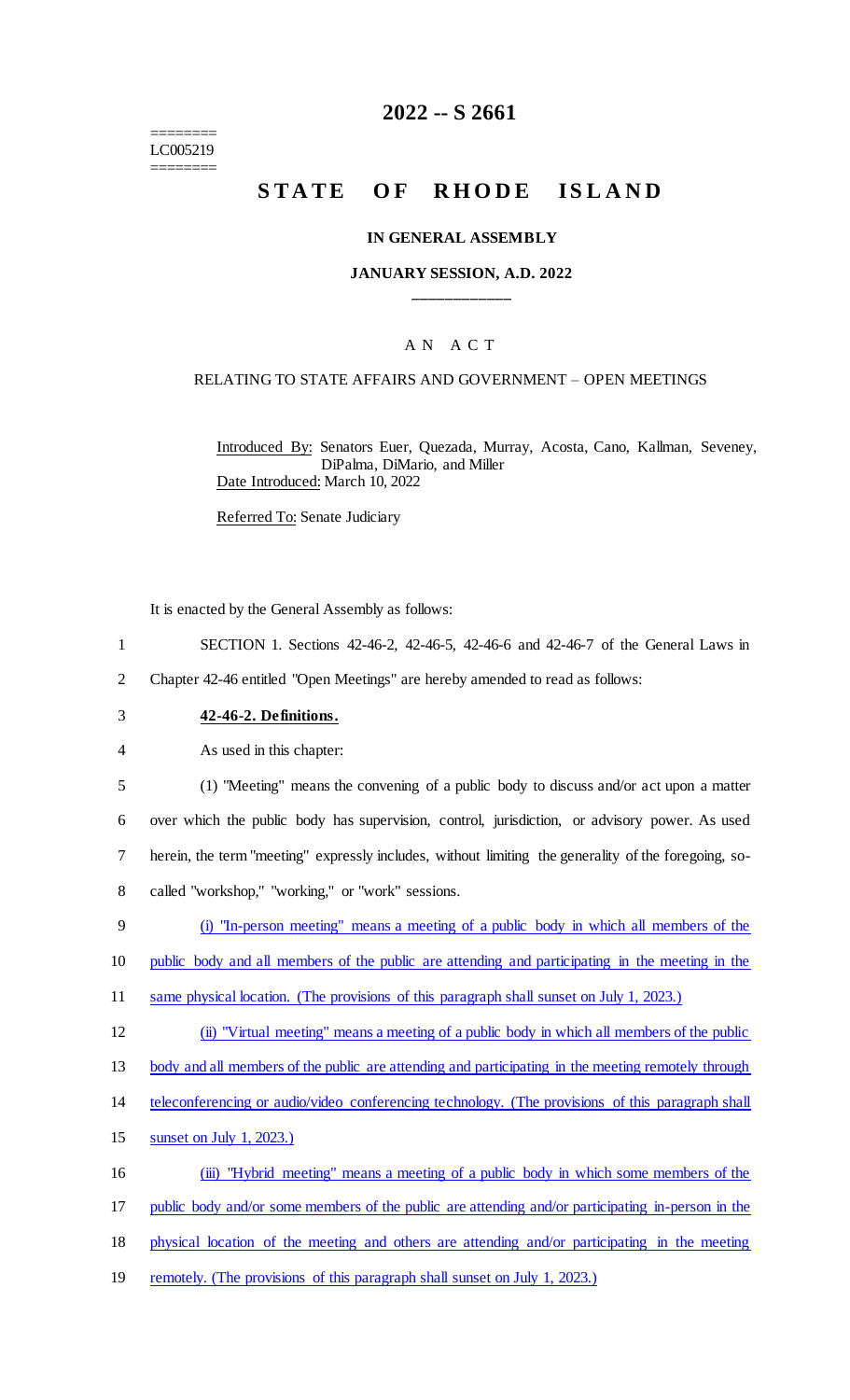========
LC005219
========

# 2022 -- S 2661

## STATE OF RHODE ISLAND

### IN GENERAL ASSEMBLY

### JANUARY SESSION, A.D. 2022

---

A N A C T

RELATING TO STATE AFFAIRS AND GOVERNMENT – OPEN MEETINGS

Introduced By: Senators Euer, Quezada, Murray, Acosta, Cano, Kallman, Seveney, DiPalma, DiMario, and Miller

Date Introduced: March 10, 2022

Referred To: Senate Judiciary

It is enacted by the General Assembly as follows:

1 SECTION 1. Sections 42-46-2, 42-46-5, 42-46-6 and 42-46-7 of the General Laws in
2 Chapter 42-46 entitled "Open Meetings" are hereby amended to read as follows:

3 **42-46-2. Definitions.**

4 As used in this chapter:

5 (1) "Meeting" means the convening of a public body to discuss and/or act upon a matter
6 over which the public body has supervision, control, jurisdiction, or advisory power. As used
7 herein, the term "meeting" expressly includes, without limiting the generality of the foregoing, so-
8 called "workshop," "working," or "work" sessions.

9 (i) "In-person meeting" means a meeting of a public body in which all members of the
10 public body and all members of the public are attending and participating in the meeting in the
11 same physical location. (The provisions of this paragraph shall sunset on July 1, 2023.)

12 (ii) "Virtual meeting" means a meeting of a public body in which all members of the public
13 body and all members of the public are attending and participating in the meeting remotely through
14 teleconferencing or audio/video conferencing technology. (The provisions of this paragraph shall
15 sunset on July 1, 2023.)

16 (iii) "Hybrid meeting" means a meeting of a public body in which some members of the
17 public body and/or some members of the public are attending and/or participating in-person in the
18 physical location of the meeting and others are attending and/or participating in the meeting
19 remotely. (The provisions of this paragraph shall sunset on July 1, 2023.)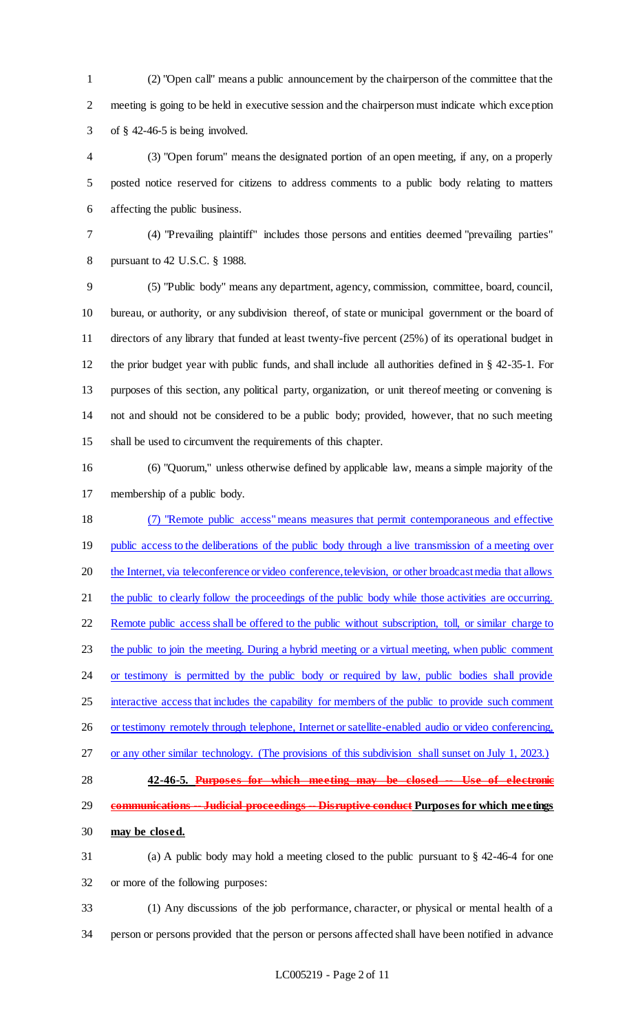(2) "Open call" means a public announcement by the chairperson of the committee that the meeting is going to be held in executive session and the chairperson must indicate which exception of § 42-46-5 is being involved.

(3) "Open forum" means the designated portion of an open meeting, if any, on a properly posted notice reserved for citizens to address comments to a public body relating to matters affecting the public business.

(4) "Prevailing plaintiff" includes those persons and entities deemed "prevailing parties" pursuant to 42 U.S.C. § 1988.

(5) "Public body" means any department, agency, commission, committee, board, council, bureau, or authority, or any subdivision thereof, of state or municipal government or the board of directors of any library that funded at least twenty-five percent (25%) of its operational budget in the prior budget year with public funds, and shall include all authorities defined in § 42-35-1. For purposes of this section, any political party, organization, or unit thereof meeting or convening is not and should not be considered to be a public body; provided, however, that no such meeting shall be used to circumvent the requirements of this chapter.

(6) "Quorum," unless otherwise defined by applicable law, means a simple majority of the membership of a public body.

<u>(7) "Remote public access" means measures that permit contemporaneous and effective public access to the deliberations of the public body through a live transmission of a meeting over the Internet, via teleconference or video conference, television, or other broadcast media that allows the public to clearly follow the proceedings of the public body while those activities are occurring. Remote public access shall be offered to the public without subscription, toll, or similar charge to the public to join the meeting. During a hybrid meeting or a virtual meeting, when public comment or testimony is permitted by the public body or required by law, public bodies shall provide interactive access that includes the capability for members of the public to provide such comment or testimony remotely through telephone, Internet or satellite-enabled audio or video conferencing, or any other similar technology. (The provisions of this subdivision shall sunset on July 1, 2023.)</u>

**42-46-5. ~~Purposes for which meeting may be closed -- Use of electronic communications -- Judicial proceedings -- Disruptive conduct~~ <u>Purposes for which meetings may be closed.</u>**

(a) A public body may hold a meeting closed to the public pursuant to § 42-46-4 for one or more of the following purposes:

(1) Any discussions of the job performance, character, or physical or mental health of a person or persons provided that the person or persons affected shall have been notified in advance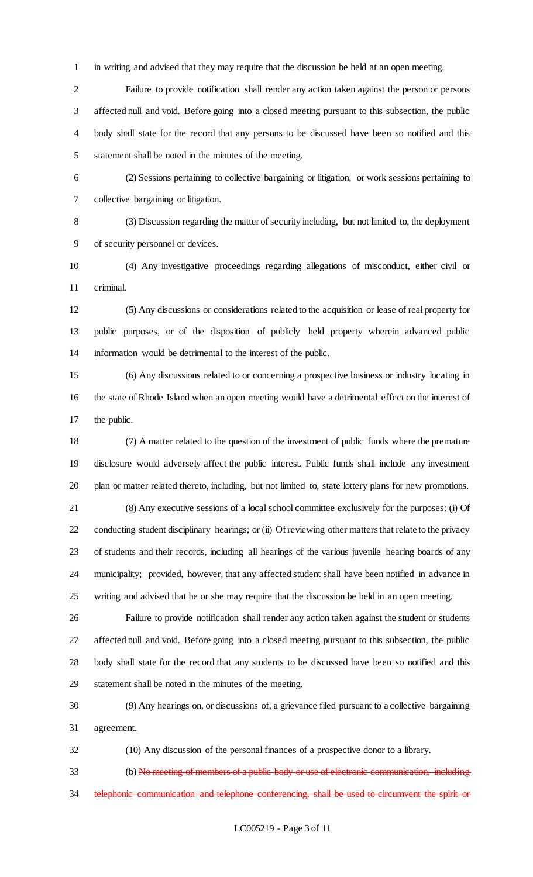in writing and advised that they may require that the discussion be held at an open meeting.

Failure to provide notification shall render any action taken against the person or persons affected null and void. Before going into a closed meeting pursuant to this subsection, the public body shall state for the record that any persons to be discussed have been so notified and this statement shall be noted in the minutes of the meeting.

(2) Sessions pertaining to collective bargaining or litigation, or work sessions pertaining to collective bargaining or litigation.

(3) Discussion regarding the matter of security including, but not limited to, the deployment of security personnel or devices.

(4) Any investigative proceedings regarding allegations of misconduct, either civil or criminal.

(5) Any discussions or considerations related to the acquisition or lease of real property for public purposes, or of the disposition of publicly held property wherein advanced public information would be detrimental to the interest of the public.

(6) Any discussions related to or concerning a prospective business or industry locating in the state of Rhode Island when an open meeting would have a detrimental effect on the interest of the public.

(7) A matter related to the question of the investment of public funds where the premature disclosure would adversely affect the public interest. Public funds shall include any investment plan or matter related thereto, including, but not limited to, state lottery plans for new promotions.

(8) Any executive sessions of a local school committee exclusively for the purposes: (i) Of conducting student disciplinary hearings; or (ii) Of reviewing other matters that relate to the privacy of students and their records, including all hearings of the various juvenile hearing boards of any municipality; provided, however, that any affected student shall have been notified in advance in writing and advised that he or she may require that the discussion be held in an open meeting.

Failure to provide notification shall render any action taken against the student or students affected null and void. Before going into a closed meeting pursuant to this subsection, the public body shall state for the record that any students to be discussed have been so notified and this statement shall be noted in the minutes of the meeting.

(9) Any hearings on, or discussions of, a grievance filed pursuant to a collective bargaining agreement.

(10) Any discussion of the personal finances of a prospective donor to a library.

(b) ~~No meeting of members of a public body or use of electronic communication, including telephonic communication and telephone conferencing, shall be used to circumvent the spirit or~~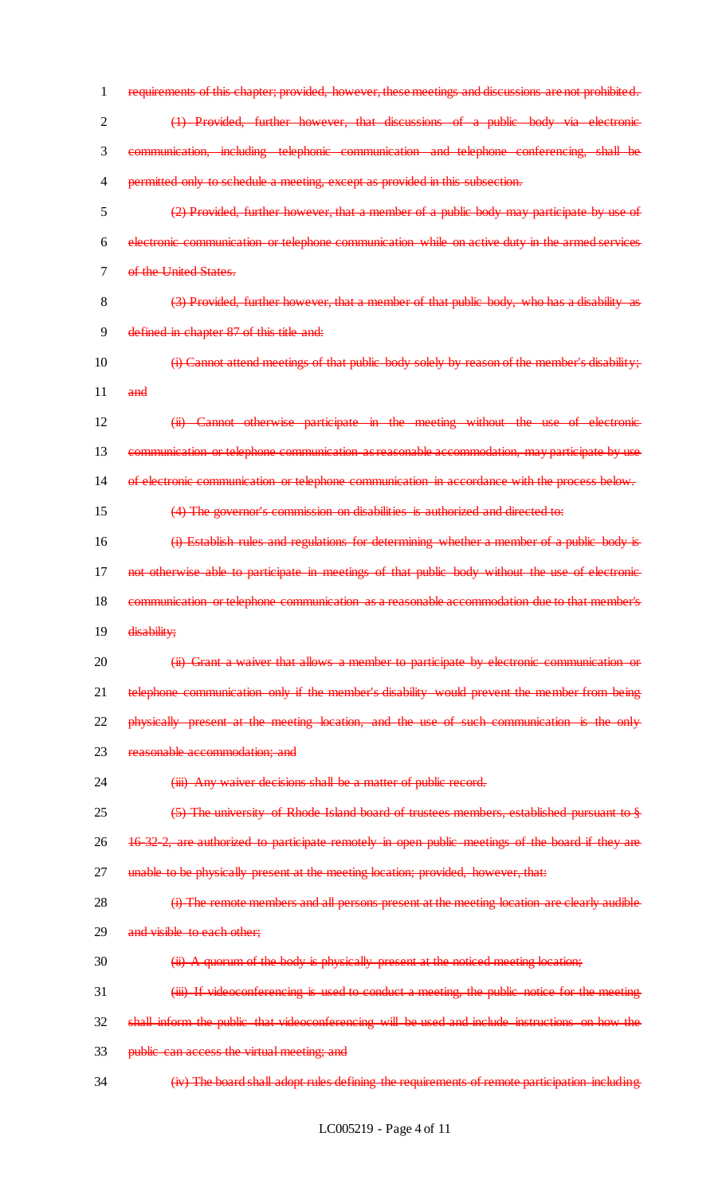~~requirements of this chapter; provided, however, these meetings and discussions are not prohibited.~~

~~(1) Provided, further however, that discussions of a public body via electronic communication, including telephonic communication and telephone conferencing, shall be permitted only to schedule a meeting, except as provided in this subsection.~~

~~(2) Provided, further however, that a member of a public body may participate by use of electronic communication or telephone communication while on active duty in the armed services of the United States.~~

~~(3) Provided, further however, that a member of that public body, who has a disability as defined in chapter 87 of this title and:~~

~~(i) Cannot attend meetings of that public body solely by reason of the member's disability; and~~

~~(ii) Cannot otherwise participate in the meeting without the use of electronic communication or telephone communication as reasonable accommodation, may participate by use of electronic communication or telephone communication in accordance with the process below.~~

~~(4) The governor's commission on disabilities is authorized and directed to:~~

~~(i) Establish rules and regulations for determining whether a member of a public body is not otherwise able to participate in meetings of that public body without the use of electronic communication or telephone communication as a reasonable accommodation due to that member's disability;~~

~~(ii) Grant a waiver that allows a member to participate by electronic communication or telephone communication only if the member's disability would prevent the member from being physically present at the meeting location, and the use of such communication is the only reasonable accommodation; and~~

~~(iii) Any waiver decisions shall be a matter of public record.~~

~~(5) The university of Rhode Island board of trustees members, established pursuant to § 16-32-2, are authorized to participate remotely in open public meetings of the board if they are unable to be physically present at the meeting location; provided, however, that:~~

~~(i) The remote members and all persons present at the meeting location are clearly audible and visible to each other;~~

~~(ii) A quorum of the body is physically present at the noticed meeting location;~~

~~(iii) If videoconferencing is used to conduct a meeting, the public notice for the meeting shall inform the public that videoconferencing will be used and include instructions on how the public can access the virtual meeting; and~~

~~(iv) The board shall adopt rules defining the requirements of remote participation including~~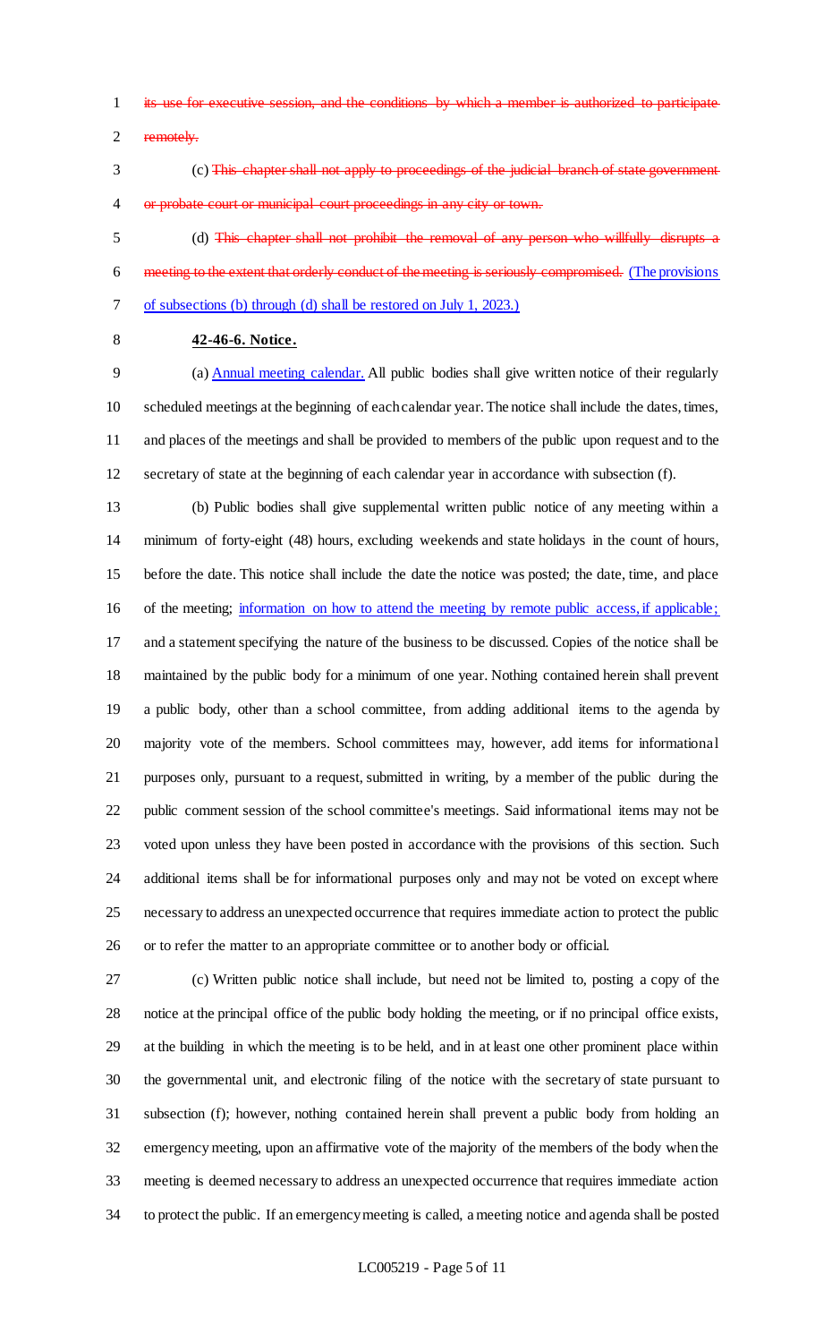~~its use for executive session, and the conditions by which a member is authorized to participate remotely.~~

(c) ~~This chapter shall not apply to proceedings of the judicial branch of state government or probate court or municipal court proceedings in any city or town.~~

(d) ~~This chapter shall not prohibit the removal of any person who willfully disrupts a meeting to the extent that orderly conduct of the meeting is seriously compromised.~~ (The provisions of subsections (b) through (d) shall be restored on July 1, 2023.)

**42-46-6. Notice.**

(a) Annual meeting calendar. All public bodies shall give written notice of their regularly scheduled meetings at the beginning of each calendar year. The notice shall include the dates, times, and places of the meetings and shall be provided to members of the public upon request and to the secretary of state at the beginning of each calendar year in accordance with subsection (f).

(b) Public bodies shall give supplemental written public notice of any meeting within a minimum of forty-eight (48) hours, excluding weekends and state holidays in the count of hours, before the date. This notice shall include the date the notice was posted; the date, time, and place of the meeting; information on how to attend the meeting by remote public access, if applicable; and a statement specifying the nature of the business to be discussed. Copies of the notice shall be maintained by the public body for a minimum of one year. Nothing contained herein shall prevent a public body, other than a school committee, from adding additional items to the agenda by majority vote of the members. School committees may, however, add items for informational purposes only, pursuant to a request, submitted in writing, by a member of the public during the public comment session of the school committee's meetings. Said informational items may not be voted upon unless they have been posted in accordance with the provisions of this section. Such additional items shall be for informational purposes only and may not be voted on except where necessary to address an unexpected occurrence that requires immediate action to protect the public or to refer the matter to an appropriate committee or to another body or official.

(c) Written public notice shall include, but need not be limited to, posting a copy of the notice at the principal office of the public body holding the meeting, or if no principal office exists, at the building in which the meeting is to be held, and in at least one other prominent place within the governmental unit, and electronic filing of the notice with the secretary of state pursuant to subsection (f); however, nothing contained herein shall prevent a public body from holding an emergency meeting, upon an affirmative vote of the majority of the members of the body when the meeting is deemed necessary to address an unexpected occurrence that requires immediate action to protect the public. If an emergency meeting is called, a meeting notice and agenda shall be posted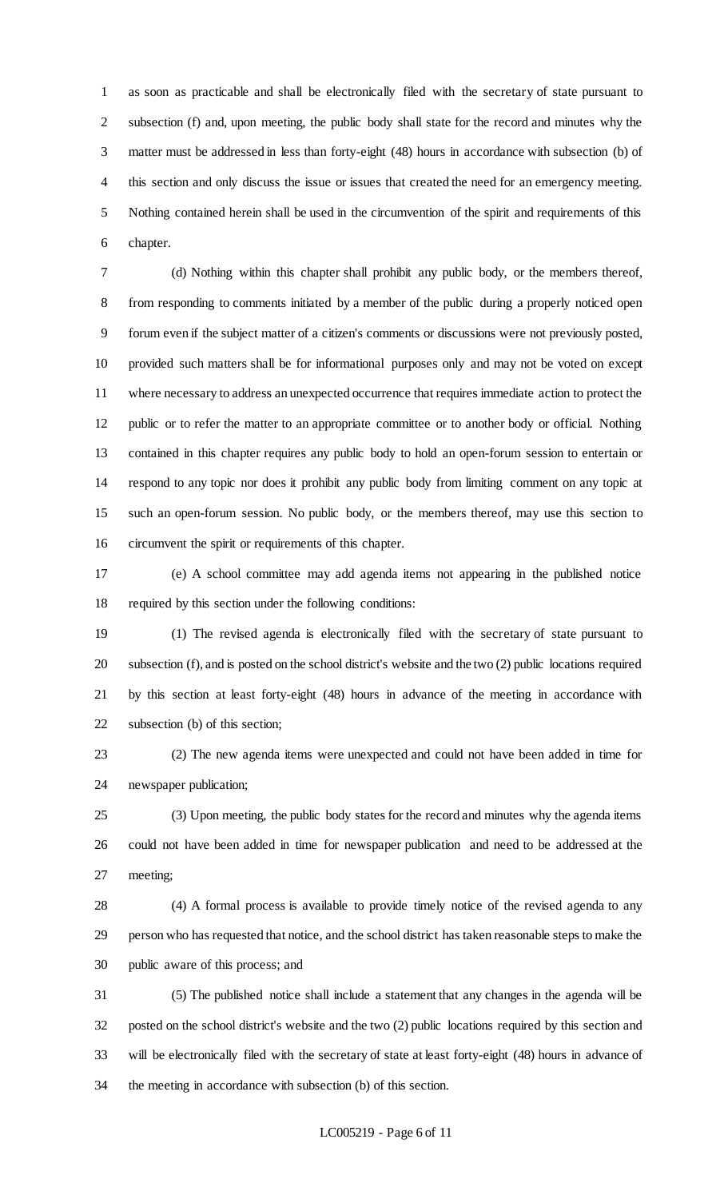as soon as practicable and shall be electronically filed with the secretary of state pursuant to subsection (f) and, upon meeting, the public body shall state for the record and minutes why the matter must be addressed in less than forty-eight (48) hours in accordance with subsection (b) of this section and only discuss the issue or issues that created the need for an emergency meeting. Nothing contained herein shall be used in the circumvention of the spirit and requirements of this chapter.

(d) Nothing within this chapter shall prohibit any public body, or the members thereof, from responding to comments initiated by a member of the public during a properly noticed open forum even if the subject matter of a citizen's comments or discussions were not previously posted, provided such matters shall be for informational purposes only and may not be voted on except where necessary to address an unexpected occurrence that requires immediate action to protect the public or to refer the matter to an appropriate committee or to another body or official. Nothing contained in this chapter requires any public body to hold an open-forum session to entertain or respond to any topic nor does it prohibit any public body from limiting comment on any topic at such an open-forum session. No public body, or the members thereof, may use this section to circumvent the spirit or requirements of this chapter.

(e) A school committee may add agenda items not appearing in the published notice required by this section under the following conditions:

(1) The revised agenda is electronically filed with the secretary of state pursuant to subsection (f), and is posted on the school district's website and the two (2) public locations required by this section at least forty-eight (48) hours in advance of the meeting in accordance with subsection (b) of this section;

(2) The new agenda items were unexpected and could not have been added in time for newspaper publication;

(3) Upon meeting, the public body states for the record and minutes why the agenda items could not have been added in time for newspaper publication and need to be addressed at the meeting;

(4) A formal process is available to provide timely notice of the revised agenda to any person who has requested that notice, and the school district has taken reasonable steps to make the public aware of this process; and

(5) The published notice shall include a statement that any changes in the agenda will be posted on the school district's website and the two (2) public locations required by this section and will be electronically filed with the secretary of state at least forty-eight (48) hours in advance of the meeting in accordance with subsection (b) of this section.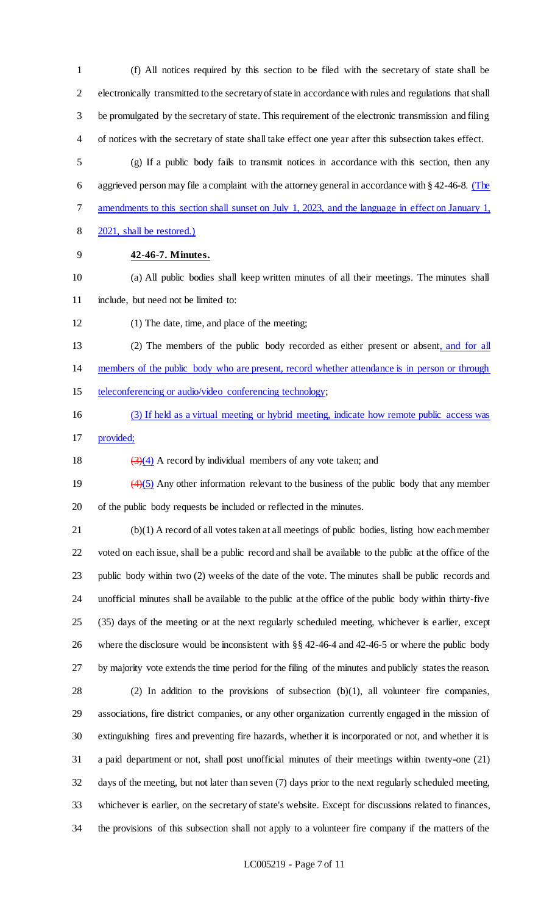(f) All notices required by this section to be filed with the secretary of state shall be electronically transmitted to the secretary of state in accordance with rules and regulations that shall be promulgated by the secretary of state. This requirement of the electronic transmission and filing of notices with the secretary of state shall take effect one year after this subsection takes effect.

(g) If a public body fails to transmit notices in accordance with this section, then any aggrieved person may file a complaint with the attorney general in accordance with § 42-46-8. (The amendments to this section shall sunset on July 1, 2023, and the language in effect on January 1, 2021, shall be restored.)

**42-46-7. Minutes.**

(a) All public bodies shall keep written minutes of all their meetings. The minutes shall include, but need not be limited to:

(1) The date, time, and place of the meeting;

(2) The members of the public body recorded as either present or absent, and for all members of the public body who are present, record whether attendance is in person or through teleconferencing or audio/video conferencing technology;

(3) If held as a virtual meeting or hybrid meeting, indicate how remote public access was provided;

~~(3)~~(4) A record by individual members of any vote taken; and

~~(4)~~(5) Any other information relevant to the business of the public body that any member of the public body requests be included or reflected in the minutes.

(b)(1) A record of all votes taken at all meetings of public bodies, listing how each member voted on each issue, shall be a public record and shall be available to the public at the office of the public body within two (2) weeks of the date of the vote. The minutes shall be public records and unofficial minutes shall be available to the public at the office of the public body within thirty-five (35) days of the meeting or at the next regularly scheduled meeting, whichever is earlier, except where the disclosure would be inconsistent with §§ 42-46-4 and 42-46-5 or where the public body by majority vote extends the time period for the filing of the minutes and publicly states the reason.

(2) In addition to the provisions of subsection (b)(1), all volunteer fire companies, associations, fire district companies, or any other organization currently engaged in the mission of extinguishing fires and preventing fire hazards, whether it is incorporated or not, and whether it is a paid department or not, shall post unofficial minutes of their meetings within twenty-one (21) days of the meeting, but not later than seven (7) days prior to the next regularly scheduled meeting, whichever is earlier, on the secretary of state's website. Except for discussions related to finances, the provisions of this subsection shall not apply to a volunteer fire company if the matters of the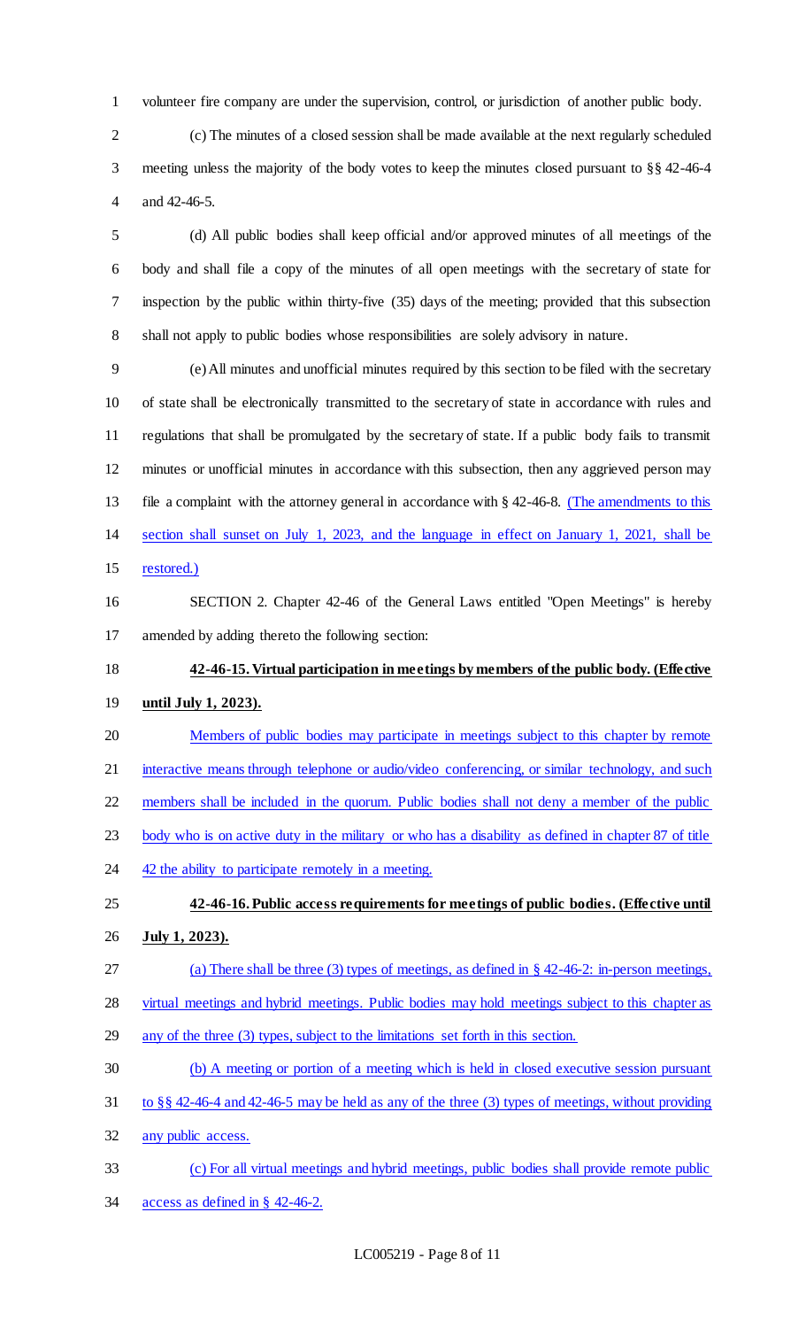volunteer fire company are under the supervision, control, or jurisdiction of another public body.

(c) The minutes of a closed session shall be made available at the next regularly scheduled meeting unless the majority of the body votes to keep the minutes closed pursuant to §§ 42-46-4 and 42-46-5.

(d) All public bodies shall keep official and/or approved minutes of all meetings of the body and shall file a copy of the minutes of all open meetings with the secretary of state for inspection by the public within thirty-five (35) days of the meeting; provided that this subsection shall not apply to public bodies whose responsibilities are solely advisory in nature.

(e) All minutes and unofficial minutes required by this section to be filed with the secretary of state shall be electronically transmitted to the secretary of state in accordance with rules and regulations that shall be promulgated by the secretary of state. If a public body fails to transmit minutes or unofficial minutes in accordance with this subsection, then any aggrieved person may file a complaint with the attorney general in accordance with § 42-46-8. (The amendments to this section shall sunset on July 1, 2023, and the language in effect on January 1, 2021, shall be restored.)

SECTION 2. Chapter 42-46 of the General Laws entitled "Open Meetings" is hereby amended by adding thereto the following section:

**42-46-15. Virtual participation in meetings by members of the public body. (Effective until July 1, 2023).**

Members of public bodies may participate in meetings subject to this chapter by remote interactive means through telephone or audio/video conferencing, or similar technology, and such members shall be included in the quorum. Public bodies shall not deny a member of the public body who is on active duty in the military or who has a disability as defined in chapter 87 of title 42 the ability to participate remotely in a meeting.

**42-46-16. Public access requirements for meetings of public bodies. (Effective until July 1, 2023).**

(a) There shall be three (3) types of meetings, as defined in § 42-46-2: in-person meetings, virtual meetings and hybrid meetings. Public bodies may hold meetings subject to this chapter as any of the three (3) types, subject to the limitations set forth in this section.

(b) A meeting or portion of a meeting which is held in closed executive session pursuant to §§ 42-46-4 and 42-46-5 may be held as any of the three (3) types of meetings, without providing any public access.

(c) For all virtual meetings and hybrid meetings, public bodies shall provide remote public access as defined in § 42-46-2.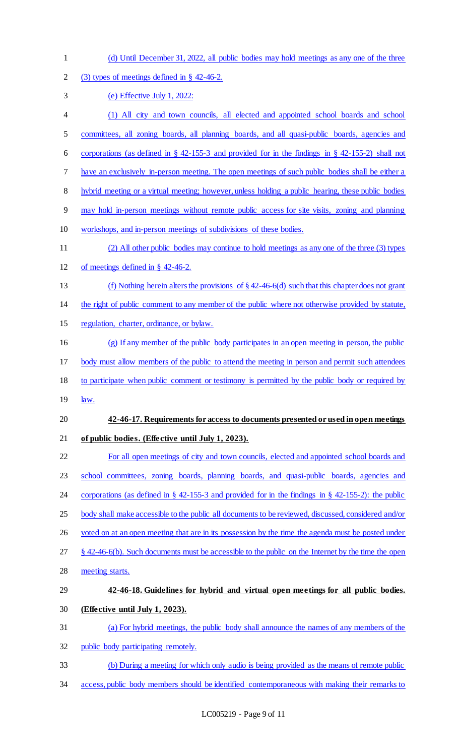(d) Until December 31, 2022, all public bodies may hold meetings as any one of the three (3) types of meetings defined in § 42-46-2.

(e) Effective July 1, 2022:

(1) All city and town councils, all elected and appointed school boards and school committees, all zoning boards, all planning boards, and all quasi-public boards, agencies and corporations (as defined in § 42-155-3 and provided for in the findings in § 42-155-2) shall not have an exclusively in-person meeting. The open meetings of such public bodies shall be either a hybrid meeting or a virtual meeting; however, unless holding a public hearing, these public bodies may hold in-person meetings without remote public access for site visits, zoning and planning workshops, and in-person meetings of subdivisions of these bodies.

(2) All other public bodies may continue to hold meetings as any one of the three (3) types of meetings defined in § 42-46-2.

(f) Nothing herein alters the provisions of § 42-46-6(d) such that this chapter does not grant the right of public comment to any member of the public where not otherwise provided by statute, regulation, charter, ordinance, or bylaw.

(g) If any member of the public body participates in an open meeting in person, the public body must allow members of the public to attend the meeting in person and permit such attendees to participate when public comment or testimony is permitted by the public body or required by law.

**42-46-17. Requirements for access to documents presented or used in open meetings of public bodies. (Effective until July 1, 2023).**

For all open meetings of city and town councils, elected and appointed school boards and school committees, zoning boards, planning boards, and quasi-public boards, agencies and corporations (as defined in § 42-155-3 and provided for in the findings in § 42-155-2): the public body shall make accessible to the public all documents to be reviewed, discussed, considered and/or voted on at an open meeting that are in its possession by the time the agenda must be posted under § 42-46-6(b). Such documents must be accessible to the public on the Internet by the time the open meeting starts.

**42-46-18. Guidelines for hybrid and virtual open meetings for all public bodies. (Effective until July 1, 2023).**

(a) For hybrid meetings, the public body shall announce the names of any members of the public body participating remotely.

(b) During a meeting for which only audio is being provided as the means of remote public access, public body members should be identified contemporaneous with making their remarks to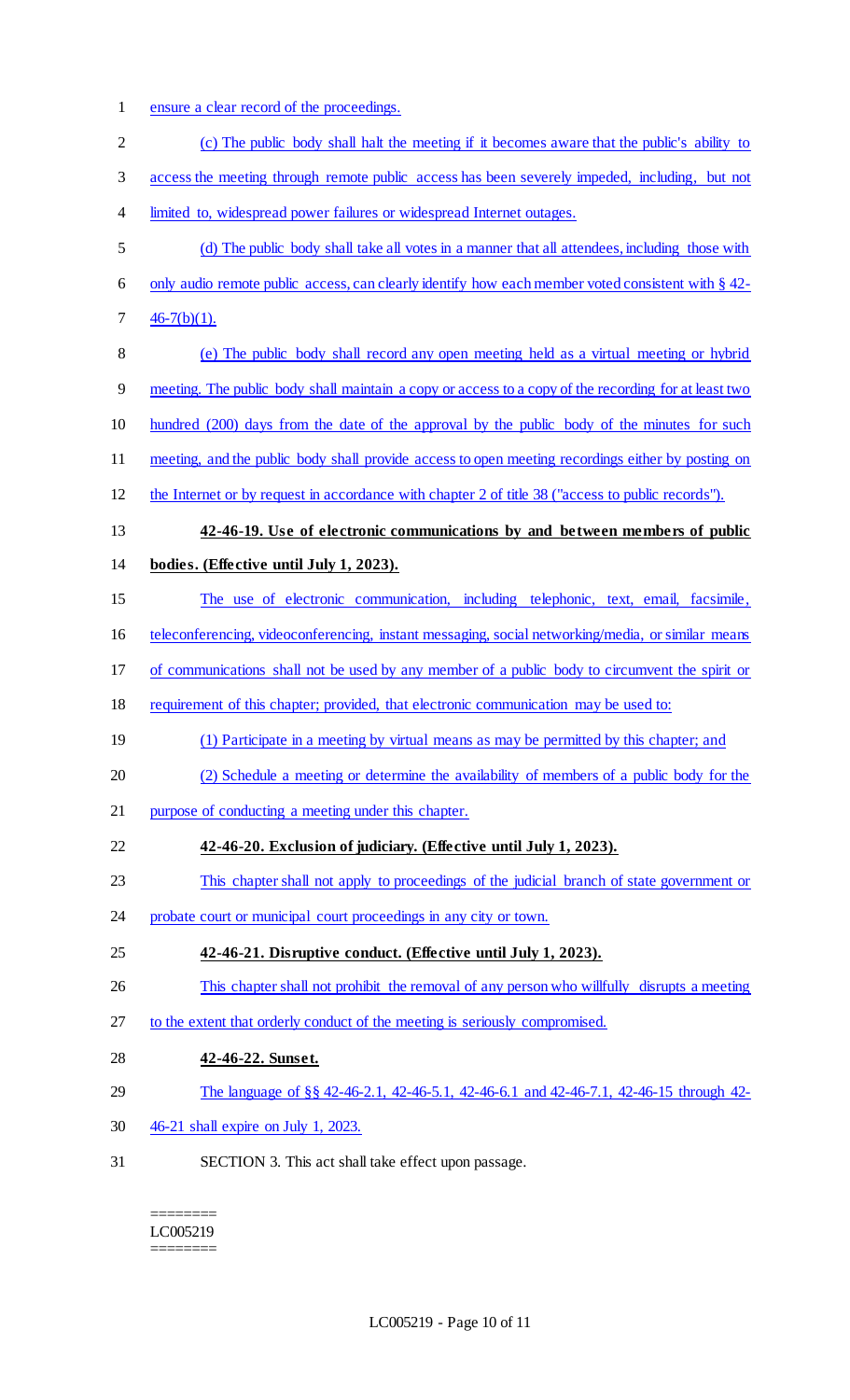ensure a clear record of the proceedings.

(c) The public body shall halt the meeting if it becomes aware that the public's ability to access the meeting through remote public access has been severely impeded, including, but not limited to, widespread power failures or widespread Internet outages.

(d) The public body shall take all votes in a manner that all attendees, including those with only audio remote public access, can clearly identify how each member voted consistent with § 42-46-7(b)(1).

(e) The public body shall record any open meeting held as a virtual meeting or hybrid meeting. The public body shall maintain a copy or access to a copy of the recording for at least two hundred (200) days from the date of the approval by the public body of the minutes for such meeting, and the public body shall provide access to open meeting recordings either by posting on the Internet or by request in accordance with chapter 2 of title 38 ("access to public records").

**42-46-19. Use of electronic communications by and between members of public bodies. (Effective until July 1, 2023).**

The use of electronic communication, including telephonic, text, email, facsimile, teleconferencing, videoconferencing, instant messaging, social networking/media, or similar means of communications shall not be used by any member of a public body to circumvent the spirit or requirement of this chapter; provided, that electronic communication may be used to:

(1) Participate in a meeting by virtual means as may be permitted by this chapter; and

(2) Schedule a meeting or determine the availability of members of a public body for the purpose of conducting a meeting under this chapter.

**42-46-20. Exclusion of judiciary. (Effective until July 1, 2023).**

This chapter shall not apply to proceedings of the judicial branch of state government or probate court or municipal court proceedings in any city or town.

**42-46-21. Disruptive conduct. (Effective until July 1, 2023).**

This chapter shall not prohibit the removal of any person who willfully disrupts a meeting to the extent that orderly conduct of the meeting is seriously compromised.

**42-46-22. Sunset.**

The language of §§ 42-46-2.1, 42-46-5.1, 42-46-6.1 and 42-46-7.1, 42-46-15 through 42-46-21 shall expire on July 1, 2023.

SECTION 3. This act shall take effect upon passage.

========
LC005219
========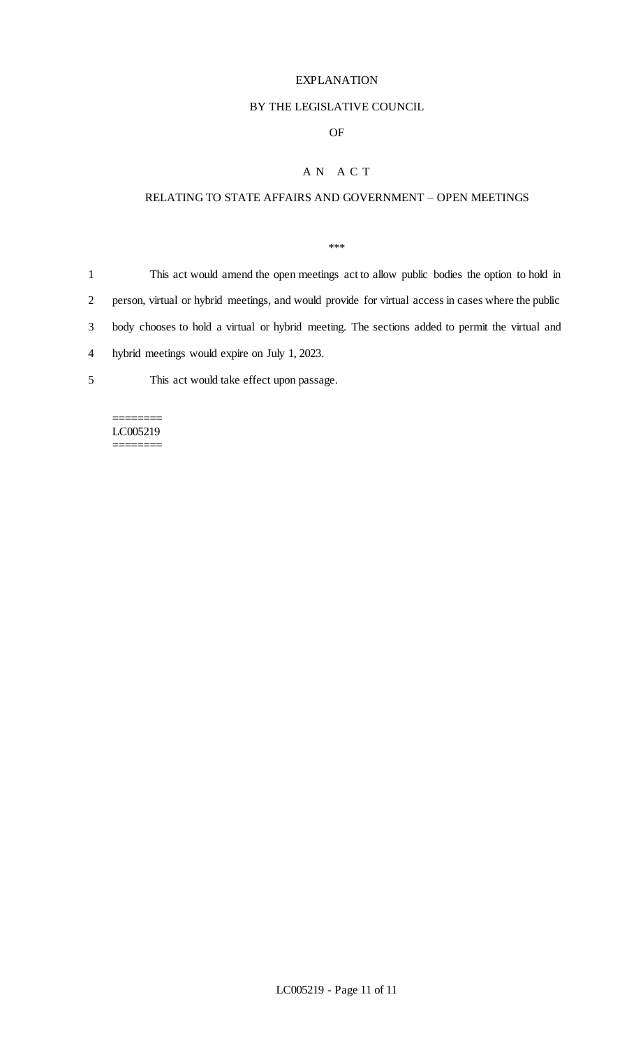# EXPLANATION

## BY THE LEGISLATIVE COUNCIL

## OF

## A N A C T

## RELATING TO STATE AFFAIRS AND GOVERNMENT – OPEN MEETINGS

\*\*\*

1 This act would amend the open meetings act to allow public bodies the option to hold in
2 person, virtual or hybrid meetings, and would provide for virtual access in cases where the public
3 body chooses to hold a virtual or hybrid meeting. The sections added to permit the virtual and
4 hybrid meetings would expire on July 1, 2023.
5 This act would take effect upon passage.

========
LC005219
========